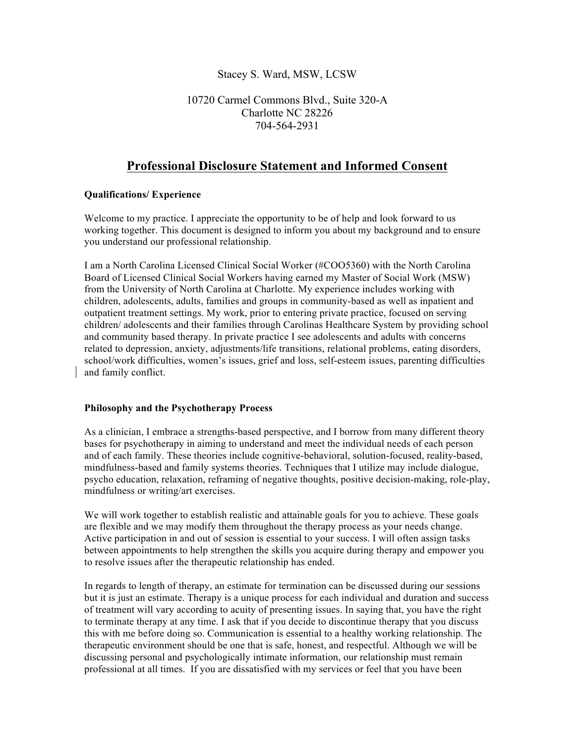Stacey S. Ward, MSW, LCSW

10720 Carmel Commons Blvd., Suite 320-A
Charlotte NC 28226
704-564-2931

# Professional Disclosure Statement and Informed Consent

**Qualifications/ Experience**

Welcome to my practice. I appreciate the opportunity to be of help and look forward to us working together. This document is designed to inform you about my background and to ensure you understand our professional relationship.

I am a North Carolina Licensed Clinical Social Worker (#COO5360) with the North Carolina Board of Licensed Clinical Social Workers having earned my Master of Social Work (MSW) from the University of North Carolina at Charlotte. My experience includes working with children, adolescents, adults, families and groups in community-based as well as inpatient and outpatient treatment settings. My work, prior to entering private practice, focused on serving children/ adolescents and their families through Carolinas Healthcare System by providing school and community based therapy. In private practice I see adolescents and adults with concerns related to depression, anxiety, adjustments/life transitions, relational problems, eating disorders, school/work difficulties, women's issues, grief and loss, self-esteem issues, parenting difficulties and family conflict.

**Philosophy and the Psychotherapy Process**

As a clinician, I embrace a strengths-based perspective, and I borrow from many different theory bases for psychotherapy in aiming to understand and meet the individual needs of each person and of each family. These theories include cognitive-behavioral, solution-focused, reality-based, mindfulness-based and family systems theories. Techniques that I utilize may include dialogue, psycho education, relaxation, reframing of negative thoughts, positive decision-making, role-play, mindfulness or writing/art exercises.

We will work together to establish realistic and attainable goals for you to achieve. These goals are flexible and we may modify them throughout the therapy process as your needs change. Active participation in and out of session is essential to your success. I will often assign tasks between appointments to help strengthen the skills you acquire during therapy and empower you to resolve issues after the therapeutic relationship has ended.

In regards to length of therapy, an estimate for termination can be discussed during our sessions but it is just an estimate. Therapy is a unique process for each individual and duration and success of treatment will vary according to acuity of presenting issues. In saying that, you have the right to terminate therapy at any time. I ask that if you decide to discontinue therapy that you discuss this with me before doing so. Communication is essential to a healthy working relationship. The therapeutic environment should be one that is safe, honest, and respectful. Although we will be discussing personal and psychologically intimate information, our relationship must remain professional at all times. If you are dissatisfied with my services or feel that you have been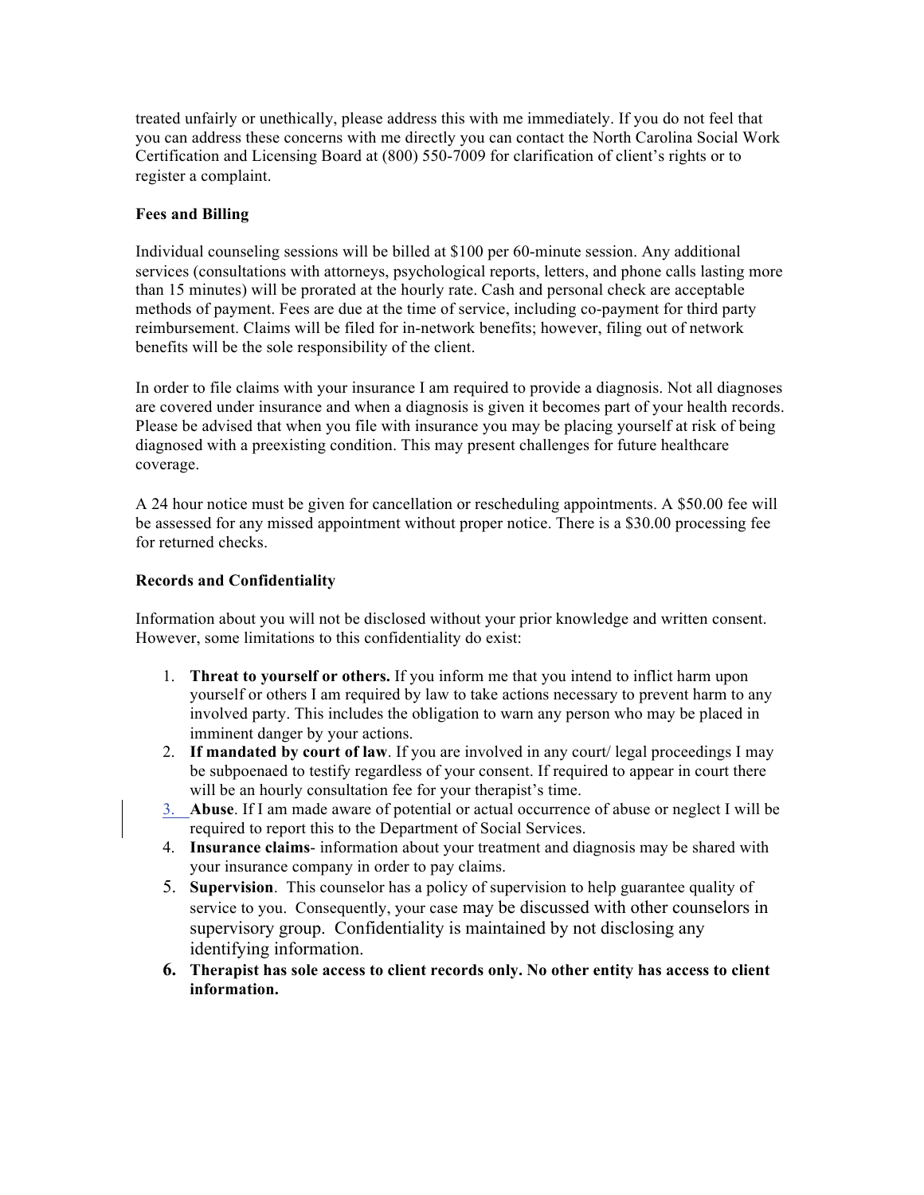treated unfairly or unethically, please address this with me immediately. If you do not feel that you can address these concerns with me directly you can contact the North Carolina Social Work Certification and Licensing Board at (800) 550-7009 for clarification of client's rights or to register a complaint.

**Fees and Billing**

Individual counseling sessions will be billed at $100 per 60-minute session. Any additional services (consultations with attorneys, psychological reports, letters, and phone calls lasting more than 15 minutes) will be prorated at the hourly rate. Cash and personal check are acceptable methods of payment. Fees are due at the time of service, including co-payment for third party reimbursement. Claims will be filed for in-network benefits; however, filing out of network benefits will be the sole responsibility of the client.

In order to file claims with your insurance I am required to provide a diagnosis. Not all diagnoses are covered under insurance and when a diagnosis is given it becomes part of your health records. Please be advised that when you file with insurance you may be placing yourself at risk of being diagnosed with a preexisting condition. This may present challenges for future healthcare coverage.

A 24 hour notice must be given for cancellation or rescheduling appointments. A $50.00 fee will be assessed for any missed appointment without proper notice. There is a $30.00 processing fee for returned checks.

**Records and Confidentiality**

Information about you will not be disclosed without your prior knowledge and written consent. However, some limitations to this confidentiality do exist:

1. **Threat to yourself or others.** If you inform me that you intend to inflict harm upon yourself or others I am required by law to take actions necessary to prevent harm to any involved party. This includes the obligation to warn any person who may be placed in imminent danger by your actions.
2. **If mandated by court of law**. If you are involved in any court/ legal proceedings I may be subpoenaed to testify regardless of your consent. If required to appear in court there will be an hourly consultation fee for your therapist's time.
3. **Abuse**. If I am made aware of potential or actual occurrence of abuse or neglect I will be required to report this to the Department of Social Services.
4. **Insurance claims**- information about your treatment and diagnosis may be shared with your insurance company in order to pay claims.
5. **Supervision**. This counselor has a policy of supervision to help guarantee quality of service to you. Consequently, your case may be discussed with other counselors in supervisory group. Confidentiality is maintained by not disclosing any identifying information.
6. **Therapist has sole access to client records only. No other entity has access to client information.**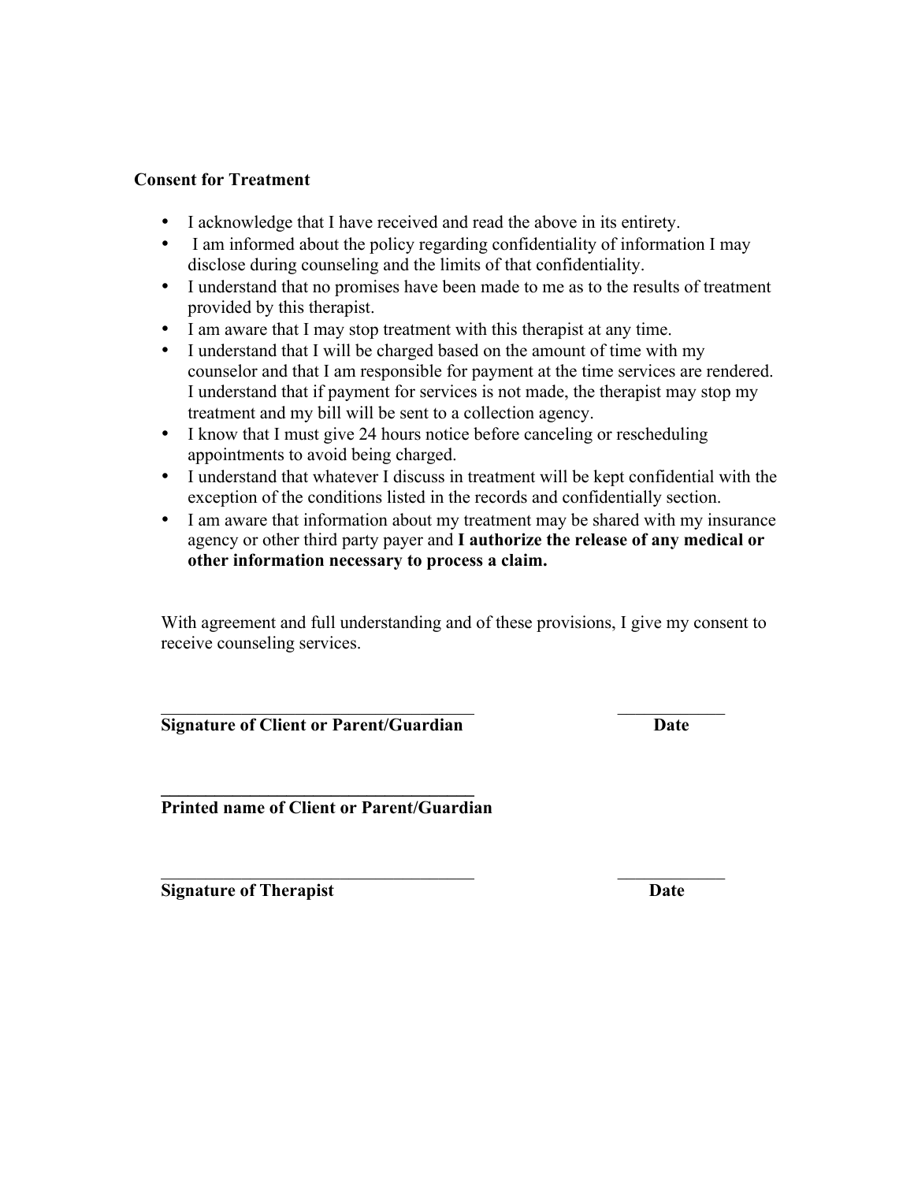**Consent for Treatment**

- I acknowledge that I have received and read the above in its entirety.
- I am informed about the policy regarding confidentiality of information I may disclose during counseling and the limits of that confidentiality.
- I understand that no promises have been made to me as to the results of treatment provided by this therapist.
- I am aware that I may stop treatment with this therapist at any time.
- I understand that I will be charged based on the amount of time with my counselor and that I am responsible for payment at the time services are rendered. I understand that if payment for services is not made, the therapist may stop my treatment and my bill will be sent to a collection agency.
- I know that I must give 24 hours notice before canceling or rescheduling appointments to avoid being charged.
- I understand that whatever I discuss in treatment will be kept confidential with the exception of the conditions listed in the records and confidentially section.
- I am aware that information about my treatment may be shared with my insurance agency or other third party payer and **I authorize the release of any medical or other information necessary to process a claim.**

With agreement and full understanding and of these provisions, I give my consent to receive counseling services.

\_\_\_\_\_\_\_\_\_\_\_\_\_\_\_\_\_\_\_\_\_\_\_\_\_\_\_\_\_\_\_\_\_\_\_\_ \_\_\_\_\_\_\_\_\_\_\_\_

**Signature of Client or Parent/Guardian** **Date**

\_\_\_\_\_\_\_\_\_\_\_\_\_\_\_\_\_\_\_\_\_\_\_\_\_\_\_\_\_\_\_\_\_\_\_\_

**Printed name of Client or Parent/Guardian**

\_\_\_\_\_\_\_\_\_\_\_\_\_\_\_\_\_\_\_\_\_\_\_\_\_\_\_\_\_\_\_\_\_\_\_\_ \_\_\_\_\_\_\_\_\_\_\_\_

**Signature of Therapist** **Date**